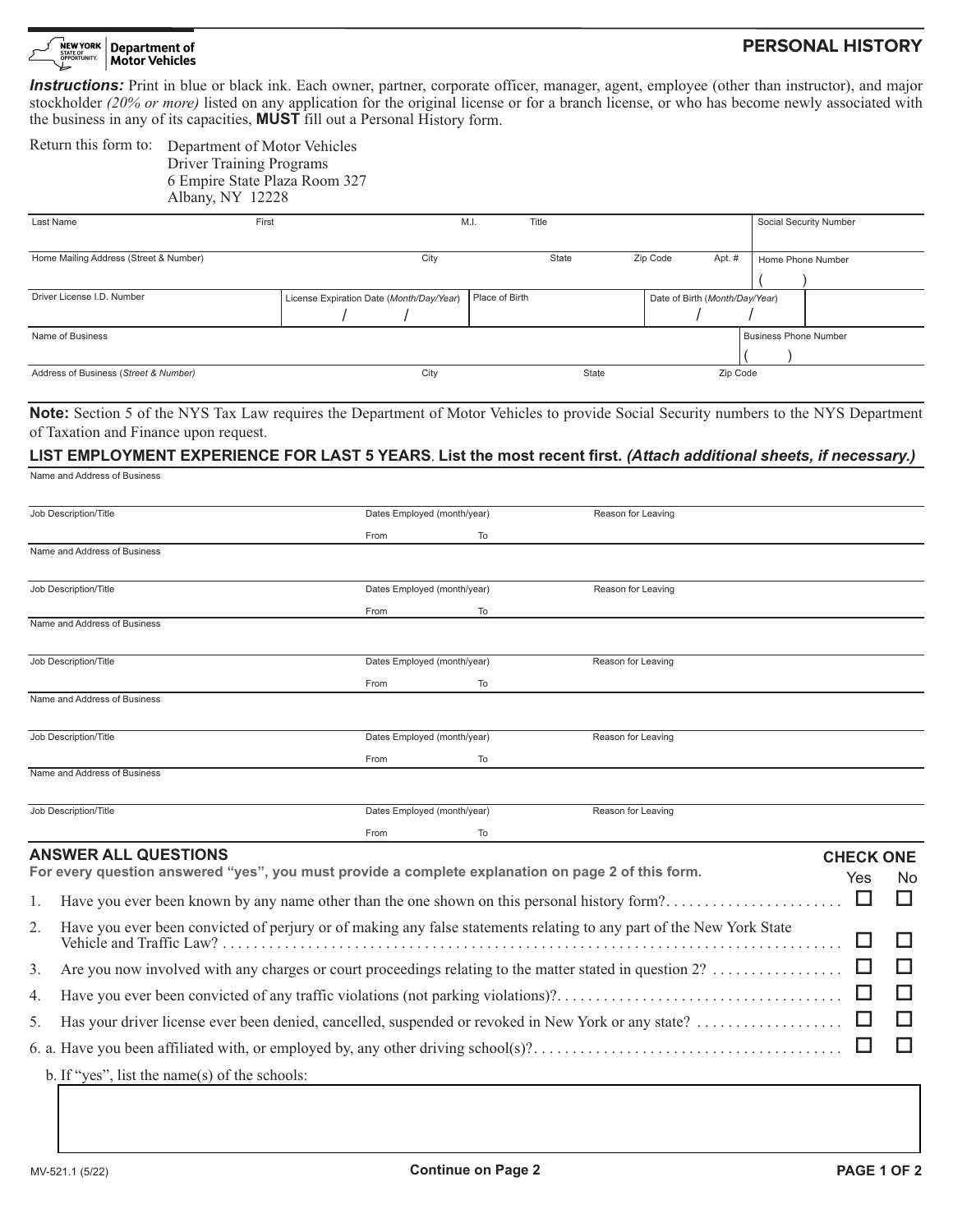New York State of Opportunity | Department of Motor Vehicles

# PERSONAL HISTORY

***Instructions:*** Print in blue or black ink. Each owner, partner, corporate officer, manager, agent, employee (other than instructor), and major stockholder *(20% or more)* listed on any application for the original license or for a branch license, or who has become newly associated with the business in any of its capacities, **MUST** fill out a Personal History form.

Return this form to: Department of Motor Vehicles
Driver Training Programs
6 Empire State Plaza Room 327
Albany, NY 12228

| Last Name | First | M.I. | Title | | Social Security Number |
|---|---|---|---|---|---|
| | | | | | |

| Home Mailing Address (Street & Number) | City | State | Zip Code | Apt. # | Home Phone Number |
|---|---|---|---|---|---|
| | | | | | ( ) |

| Driver License I.D. Number | License Expiration Date (*Month/Day/Year*) | Place of Birth | Date of Birth (*Month/Day/Year*) |
|---|---|---|---|
| | / / | | / / |

| Name of Business | Business Phone Number |
|---|---|
| | ( ) |

| Address of Business (*Street & Number*) | City | State | Zip Code |
|---|---|---|---|
| | | | |

**Note:** Section 5 of the NYS Tax Law requires the Department of Motor Vehicles to provide Social Security numbers to the NYS Department of Taxation and Finance upon request.

**LIST EMPLOYMENT EXPERIENCE FOR LAST 5 YEARS. List the most recent first.** ***(Attach additional sheets, if necessary.)***

| Name and Address of Business | | |
|---|---|---|
| Job Description/Title | Dates Employed (month/year) From To | Reason for Leaving |
| Name and Address of Business | | |
| Job Description/Title | Dates Employed (month/year) From To | Reason for Leaving |
| Name and Address of Business | | |
| Job Description/Title | Dates Employed (month/year) From To | Reason for Leaving |
| Name and Address of Business | | |
| Job Description/Title | Dates Employed (month/year) From To | Reason for Leaving |
| Name and Address of Business | | |
| Job Description/Title | Dates Employed (month/year) From To | Reason for Leaving |

## ANSWER ALL QUESTIONS

**For every question answered "yes", you must provide a complete explanation on page 2 of this form.**

| | Question | CHECK ONE Yes | No |
|---|---|---|---|
| 1. | Have you ever been known by any name other than the one shown on this personal history form? | ☐ | ☐ |
| 2. | Have you ever been convicted of perjury or of making any false statements relating to any part of the New York State Vehicle and Traffic Law? | ☐ | ☐ |
| 3. | Are you now involved with any charges or court proceedings relating to the matter stated in question 2? | ☐ | ☐ |
| 4. | Have you ever been convicted of any traffic violations (not parking violations)? | ☐ | ☐ |
| 5. | Has your driver license ever been denied, cancelled, suspended or revoked in New York or any state? | ☐ | ☐ |
| 6. a. | Have you been affiliated with, or employed by, any other driving school(s)? | ☐ | ☐ |

b. If "yes", list the name(s) of the schools:

MV-521.1 (5/22)

**Continue on Page 2**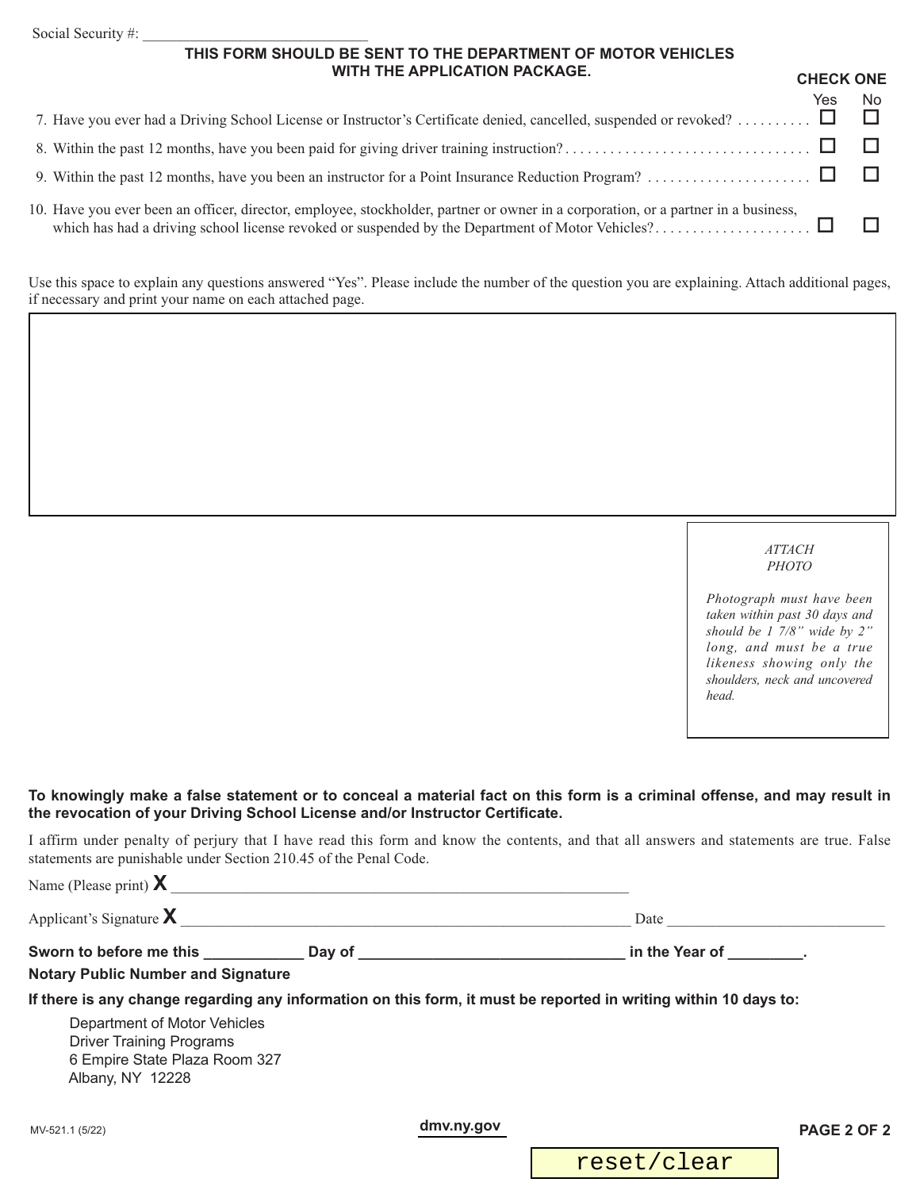Social Security #: ______________________________

**THIS FORM SHOULD BE SENT TO THE DEPARTMENT OF MOTOR VEHICLES WITH THE APPLICATION PACKAGE.**

**CHECK ONE**

| | Yes | No |
|---|---|---|
| 7. Have you ever had a Driving School License or Instructor's Certificate denied, cancelled, suspended or revoked? | ☐ | ☐ |
| 8. Within the past 12 months, have you been paid for giving driver training instruction? | ☐ | ☐ |
| 9. Within the past 12 months, have you been an instructor for a Point Insurance Reduction Program? | ☐ | ☐ |
| 10. Have you ever been an officer, director, employee, stockholder, partner or owner in a corporation, or a partner in a business, which has had a driving school license revoked or suspended by the Department of Motor Vehicles? | ☐ | ☐ |

Use this space to explain any questions answered "Yes". Please include the number of the question you are explaining. Attach additional pages, if necessary and print your name on each attached page.

*ATTACH PHOTO*

*Photograph must have been taken within past 30 days and should be 1 7/8" wide by 2" long, and must be a true likeness showing only the shoulders, neck and uncovered head.*

**To knowingly make a false statement or to conceal a material fact on this form is a criminal offense, and may result in the revocation of your Driving School License and/or Instructor Certificate.**

I affirm under penalty of perjury that I have read this form and know the contents, and that all answers and statements are true. False statements are punishable under Section 210.45 of the Penal Code.

Name (Please print) **X** ____________________________________________________________

Applicant's Signature **X** ____________________________________________________________ Date ____________________________

**Sworn to before me this ____________ Day of ________________________________ in the Year of _________.**

**Notary Public Number and Signature**

**If there is any change regarding any information on this form, it must be reported in writing within 10 days to:**

Department of Motor Vehicles
Driver Training Programs
6 Empire State Plaza Room 327
Albany, NY 12228

MV-521.1 (5/22)

dmv.ny.gov

reset/clear